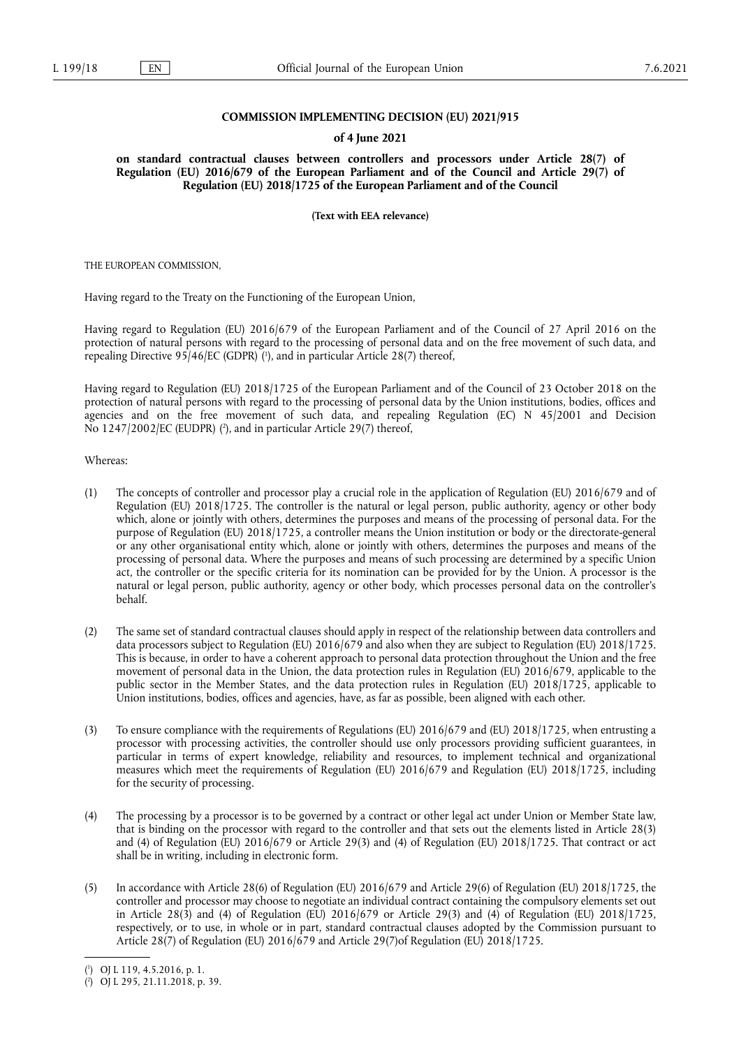# COMMISSION IMPLEMENTING DECISION (EU) 2021/915

## of 4 June 2021

## on standard contractual clauses between controllers and processors under Article 28(7) of Regulation (EU) 2016/679 of the European Parliament and of the Council and Article 29(7) of Regulation (EU) 2018/1725 of the European Parliament and of the Council

**(Text with EEA relevance)**

THE EUROPEAN COMMISSION,

Having regard to the Treaty on the Functioning of the European Union,

Having regard to Regulation (EU) 2016/679 of the European Parliament and of the Council of 27 April 2016 on the protection of natural persons with regard to the processing of personal data and on the free movement of such data, and repealing Directive 95/46/EC (GDPR) [1], and in particular Article 28(7) thereof,

Having regard to Regulation (EU) 2018/1725 of the European Parliament and of the Council of 23 October 2018 on the protection of natural persons with regard to the processing of personal data by the Union institutions, bodies, offices and agencies and on the free movement of such data, and repealing Regulation (EC) N 45/2001 and Decision No 1247/2002/EC (EUDPR) [2], and in particular Article 29(7) thereof,

Whereas:

(1) The concepts of controller and processor play a crucial role in the application of Regulation (EU) 2016/679 and of Regulation (EU) 2018/1725. The controller is the natural or legal person, public authority, agency or other body which, alone or jointly with others, determines the purposes and means of the processing of personal data. For the purpose of Regulation (EU) 2018/1725, a controller means the Union institution or body or the directorate-general or any other organisational entity which, alone or jointly with others, determines the purposes and means of the processing of personal data. Where the purposes and means of such processing are determined by a specific Union act, the controller or the specific criteria for its nomination can be provided for by the Union. A processor is the natural or legal person, public authority, agency or other body, which processes personal data on the controller's behalf.

(2) The same set of standard contractual clauses should apply in respect of the relationship between data controllers and data processors subject to Regulation (EU) 2016/679 and also when they are subject to Regulation (EU) 2018/1725. This is because, in order to have a coherent approach to personal data protection throughout the Union and the free movement of personal data in the Union, the data protection rules in Regulation (EU) 2016/679, applicable to the public sector in the Member States, and the data protection rules in Regulation (EU) 2018/1725, applicable to Union institutions, bodies, offices and agencies, have, as far as possible, been aligned with each other.

(3) To ensure compliance with the requirements of Regulations (EU) 2016/679 and (EU) 2018/1725, when entrusting a processor with processing activities, the controller should use only processors providing sufficient guarantees, in particular in terms of expert knowledge, reliability and resources, to implement technical and organizational measures which meet the requirements of Regulation (EU) 2016/679 and Regulation (EU) 2018/1725, including for the security of processing.

(4) The processing by a processor is to be governed by a contract or other legal act under Union or Member State law, that is binding on the processor with regard to the controller and that sets out the elements listed in Article 28(3) and (4) of Regulation (EU) 2016/679 or Article 29(3) and (4) of Regulation (EU) 2018/1725. That contract or act shall be in writing, including in electronic form.

(5) In accordance with Article 28(6) of Regulation (EU) 2016/679 and Article 29(6) of Regulation (EU) 2018/1725, the controller and processor may choose to negotiate an individual contract containing the compulsory elements set out in Article 28(3) and (4) of Regulation (EU) 2016/679 or Article 29(3) and (4) of Regulation (EU) 2018/1725, respectively, or to use, in whole or in part, standard contractual clauses adopted by the Commission pursuant to Article 28(7) of Regulation (EU) 2016/679 and Article 29(7)of Regulation (EU) 2018/1725.

---

[1] OJ L 119, 4.5.2016, p. 1.

[2] OJ L 295, 21.11.2018, p. 39.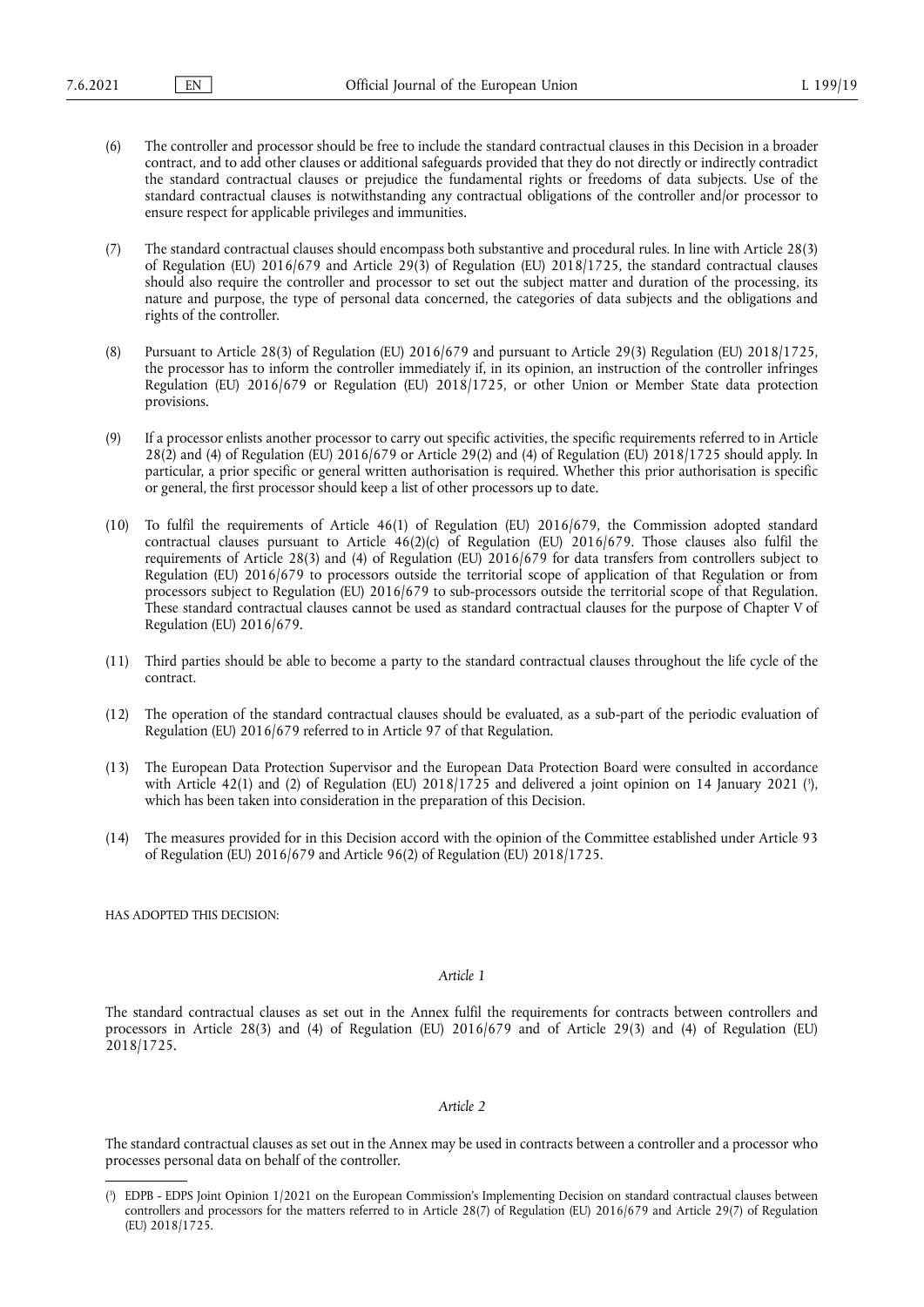(6) The controller and processor should be free to include the standard contractual clauses in this Decision in a broader contract, and to add other clauses or additional safeguards provided that they do not directly or indirectly contradict the standard contractual clauses or prejudice the fundamental rights or freedoms of data subjects. Use of the standard contractual clauses is notwithstanding any contractual obligations of the controller and/or processor to ensure respect for applicable privileges and immunities.

(7) The standard contractual clauses should encompass both substantive and procedural rules. In line with Article 28(3) of Regulation (EU) 2016/679 and Article 29(3) of Regulation (EU) 2018/1725, the standard contractual clauses should also require the controller and processor to set out the subject matter and duration of the processing, its nature and purpose, the type of personal data concerned, the categories of data subjects and the obligations and rights of the controller.

(8) Pursuant to Article 28(3) of Regulation (EU) 2016/679 and pursuant to Article 29(3) Regulation (EU) 2018/1725, the processor has to inform the controller immediately if, in its opinion, an instruction of the controller infringes Regulation (EU) 2016/679 or Regulation (EU) 2018/1725, or other Union or Member State data protection provisions.

(9) If a processor enlists another processor to carry out specific activities, the specific requirements referred to in Article 28(2) and (4) of Regulation (EU) 2016/679 or Article 29(2) and (4) of Regulation (EU) 2018/1725 should apply. In particular, a prior specific or general written authorisation is required. Whether this prior authorisation is specific or general, the first processor should keep a list of other processors up to date.

(10) To fulfil the requirements of Article 46(1) of Regulation (EU) 2016/679, the Commission adopted standard contractual clauses pursuant to Article 46(2)(c) of Regulation (EU) 2016/679. Those clauses also fulfil the requirements of Article 28(3) and (4) of Regulation (EU) 2016/679 for data transfers from controllers subject to Regulation (EU) 2016/679 to processors outside the territorial scope of application of that Regulation or from processors subject to Regulation (EU) 2016/679 to sub-processors outside the territorial scope of that Regulation. These standard contractual clauses cannot be used as standard contractual clauses for the purpose of Chapter V of Regulation (EU) 2016/679.

(11) Third parties should be able to become a party to the standard contractual clauses throughout the life cycle of the contract.

(12) The operation of the standard contractual clauses should be evaluated, as a sub-part of the periodic evaluation of Regulation (EU) 2016/679 referred to in Article 97 of that Regulation.

(13) The European Data Protection Supervisor and the European Data Protection Board were consulted in accordance with Article 42(1) and (2) of Regulation (EU) 2018/1725 and delivered a joint opinion on 14 January 2021 [5], which has been taken into consideration in the preparation of this Decision.

(14) The measures provided for in this Decision accord with the opinion of the Committee established under Article 93 of Regulation (EU) 2016/679 and Article 96(2) of Regulation (EU) 2018/1725.

HAS ADOPTED THIS DECISION:

*Article 1*

The standard contractual clauses as set out in the Annex fulfil the requirements for contracts between controllers and processors in Article 28(3) and (4) of Regulation (EU) 2016/679 and of Article 29(3) and (4) of Regulation (EU) 2018/1725.

*Article 2*

The standard contractual clauses as set out in the Annex may be used in contracts between a controller and a processor who processes personal data on behalf of the controller.

---

[5] EDPB - EDPS Joint Opinion 1/2021 on the European Commission's Implementing Decision on standard contractual clauses between controllers and processors for the matters referred to in Article 28(7) of Regulation (EU) 2016/679 and Article 29(7) of Regulation (EU) 2018/1725.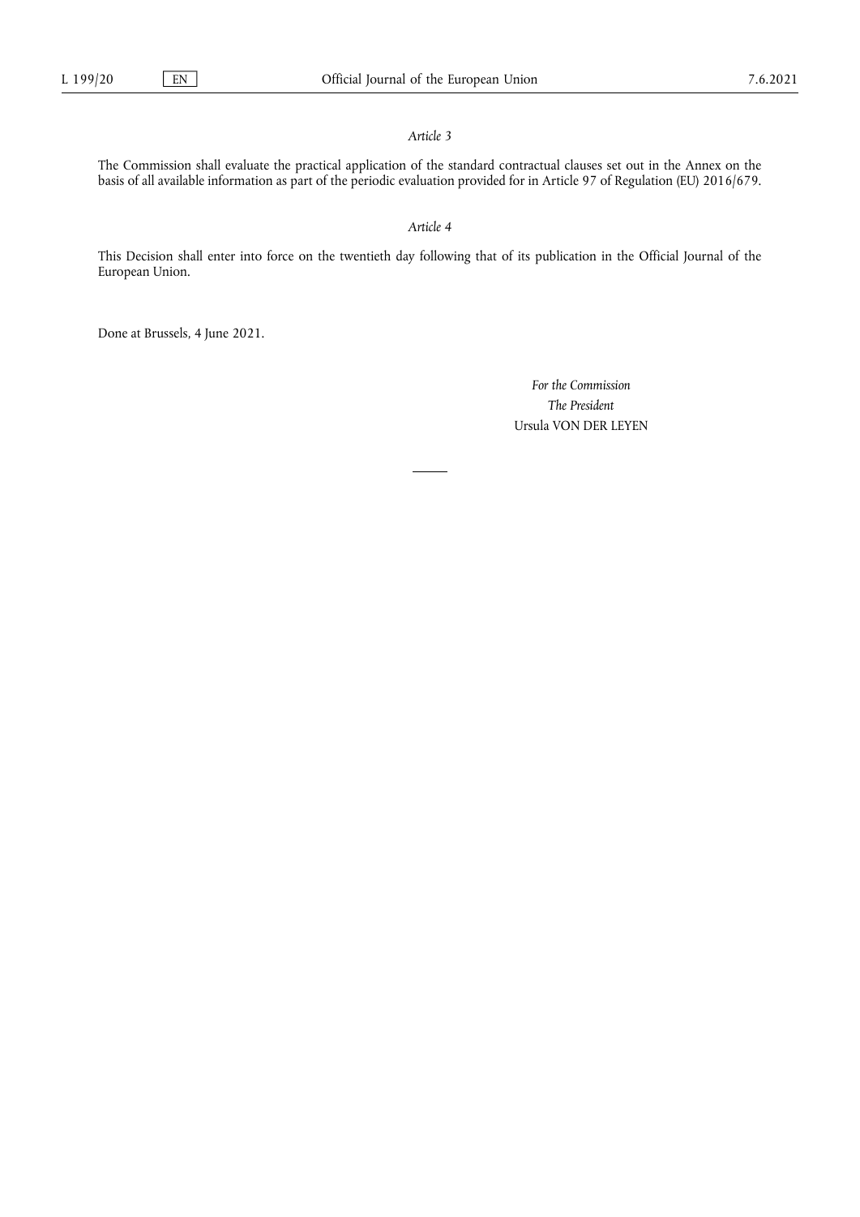*Article 3*

The Commission shall evaluate the practical application of the standard contractual clauses set out in the Annex on the basis of all available information as part of the periodic evaluation provided for in Article 97 of Regulation (EU) 2016/679.

*Article 4*

This Decision shall enter into force on the twentieth day following that of its publication in the Official Journal of the European Union.

Done at Brussels, 4 June 2021.

*For the Commission*

*The President*

Ursula VON DER LEYEN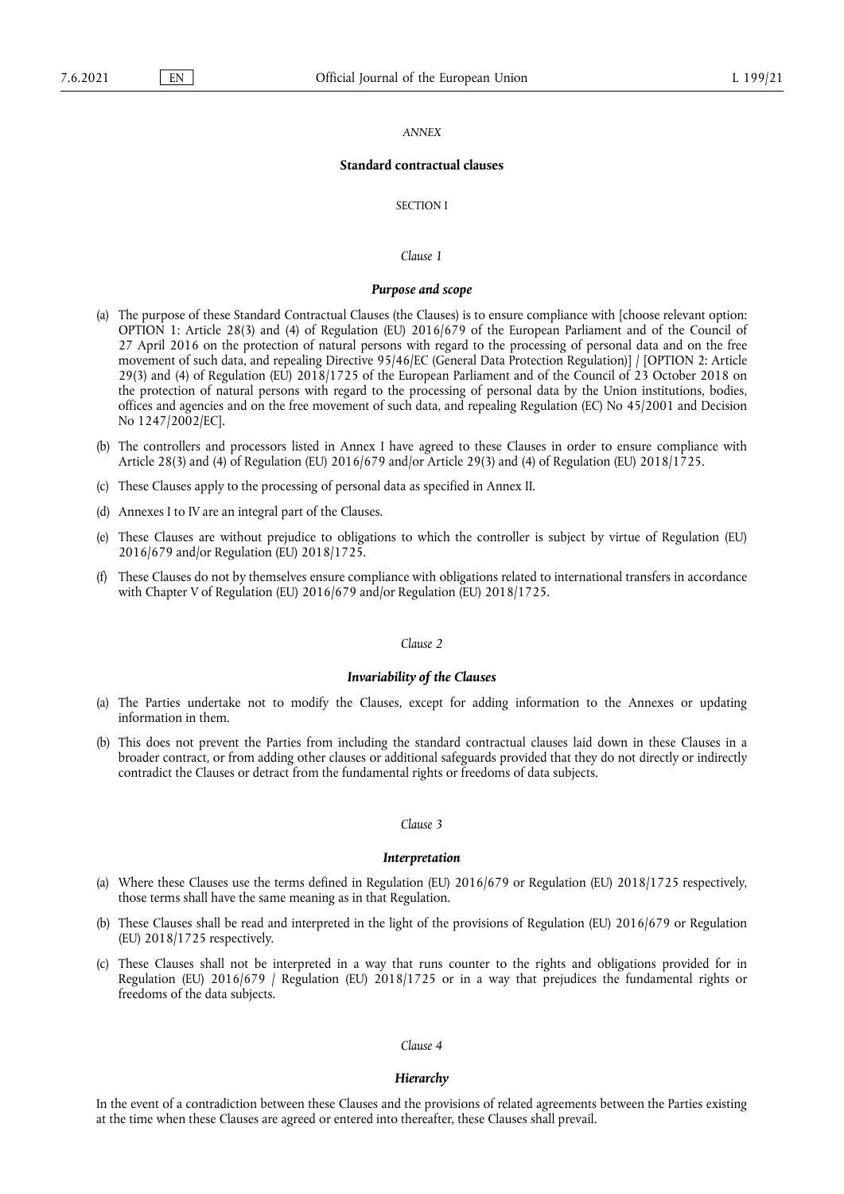*ANNEX*

## Standard contractual clauses

SECTION I

*Clause 1*

### *Purpose and scope*

(a) The purpose of these Standard Contractual Clauses (the Clauses) is to ensure compliance with [choose relevant option: OPTION 1: Article 28(3) and (4) of Regulation (EU) 2016/679 of the European Parliament and of the Council of 27 April 2016 on the protection of natural persons with regard to the processing of personal data and on the free movement of such data, and repealing Directive 95/46/EC (General Data Protection Regulation)] / [OPTION 2: Article 29(3) and (4) of Regulation (EU) 2018/1725 of the European Parliament and of the Council of 23 October 2018 on the protection of natural persons with regard to the processing of personal data by the Union institutions, bodies, offices and agencies and on the free movement of such data, and repealing Regulation (EC) No 45/2001 and Decision No 1247/2002/EC].

(b) The controllers and processors listed in Annex I have agreed to these Clauses in order to ensure compliance with Article 28(3) and (4) of Regulation (EU) 2016/679 and/or Article 29(3) and (4) of Regulation (EU) 2018/1725.

(c) These Clauses apply to the processing of personal data as specified in Annex II.

(d) Annexes I to IV are an integral part of the Clauses.

(e) These Clauses are without prejudice to obligations to which the controller is subject by virtue of Regulation (EU) 2016/679 and/or Regulation (EU) 2018/1725.

(f) These Clauses do not by themselves ensure compliance with obligations related to international transfers in accordance with Chapter V of Regulation (EU) 2016/679 and/or Regulation (EU) 2018/1725.

*Clause 2*

### *Invariability of the Clauses*

(a) The Parties undertake not to modify the Clauses, except for adding information to the Annexes or updating information in them.

(b) This does not prevent the Parties from including the standard contractual clauses laid down in these Clauses in a broader contract, or from adding other clauses or additional safeguards provided that they do not directly or indirectly contradict the Clauses or detract from the fundamental rights or freedoms of data subjects.

*Clause 3*

### *Interpretation*

(a) Where these Clauses use the terms defined in Regulation (EU) 2016/679 or Regulation (EU) 2018/1725 respectively, those terms shall have the same meaning as in that Regulation.

(b) These Clauses shall be read and interpreted in the light of the provisions of Regulation (EU) 2016/679 or Regulation (EU) 2018/1725 respectively.

(c) These Clauses shall not be interpreted in a way that runs counter to the rights and obligations provided for in Regulation (EU) 2016/679 / Regulation (EU) 2018/1725 or in a way that prejudices the fundamental rights or freedoms of the data subjects.

*Clause 4*

### *Hierarchy*

In the event of a contradiction between these Clauses and the provisions of related agreements between the Parties existing at the time when these Clauses are agreed or entered into thereafter, these Clauses shall prevail.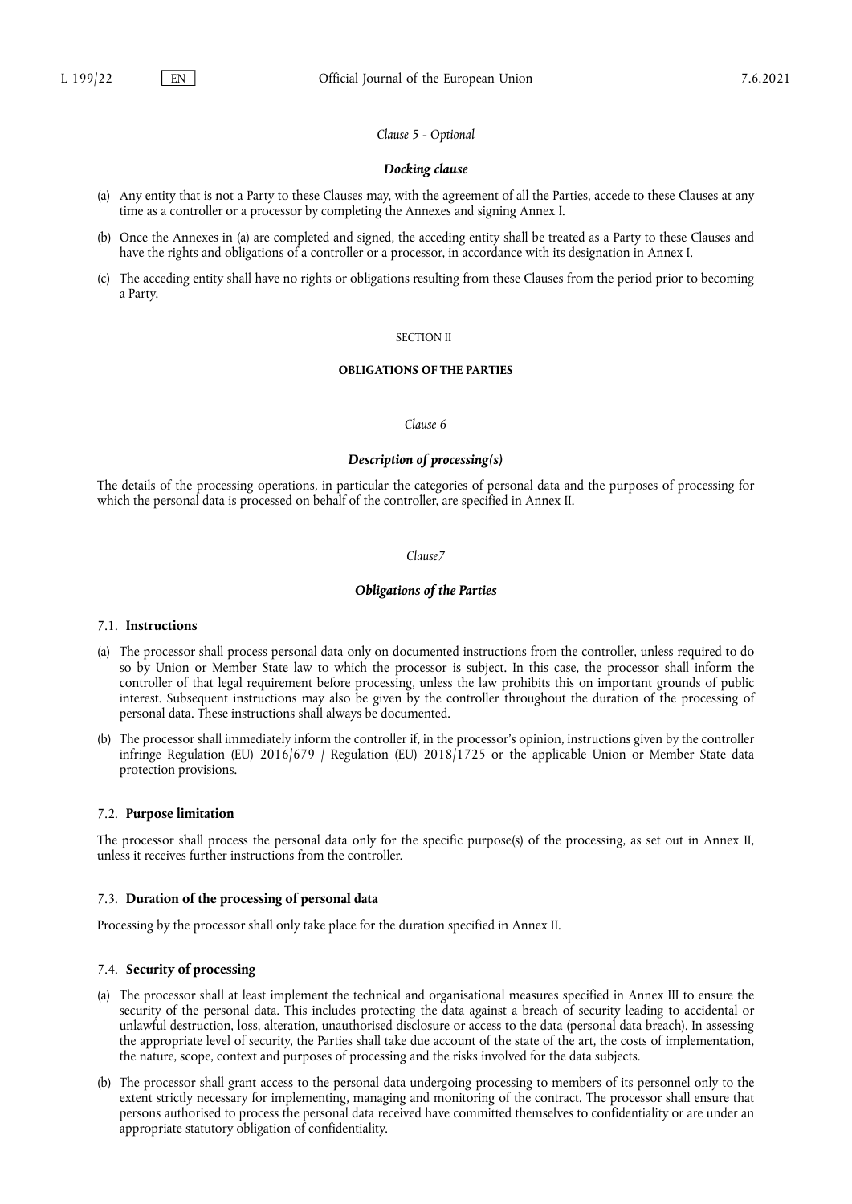*Clause 5 - Optional*

***Docking clause***

(a) Any entity that is not a Party to these Clauses may, with the agreement of all the Parties, accede to these Clauses at any time as a controller or a processor by completing the Annexes and signing Annex I.

(b) Once the Annexes in (a) are completed and signed, the acceding entity shall be treated as a Party to these Clauses and have the rights and obligations of a controller or a processor, in accordance with its designation in Annex I.

(c) The acceding entity shall have no rights or obligations resulting from these Clauses from the period prior to becoming a Party.

SECTION II

**OBLIGATIONS OF THE PARTIES**

*Clause 6*

***Description of processing(s)***

The details of the processing operations, in particular the categories of personal data and the purposes of processing for which the personal data is processed on behalf of the controller, are specified in Annex II.

*Clause7*

***Obligations of the Parties***

7.1. **Instructions**

(a) The processor shall process personal data only on documented instructions from the controller, unless required to do so by Union or Member State law to which the processor is subject. In this case, the processor shall inform the controller of that legal requirement before processing, unless the law prohibits this on important grounds of public interest. Subsequent instructions may also be given by the controller throughout the duration of the processing of personal data. These instructions shall always be documented.

(b) The processor shall immediately inform the controller if, in the processor's opinion, instructions given by the controller infringe Regulation (EU) 2016/679 / Regulation (EU) 2018/1725 or the applicable Union or Member State data protection provisions.

7.2. **Purpose limitation**

The processor shall process the personal data only for the specific purpose(s) of the processing, as set out in Annex II, unless it receives further instructions from the controller.

7.3. **Duration of the processing of personal data**

Processing by the processor shall only take place for the duration specified in Annex II.

7.4. **Security of processing**

(a) The processor shall at least implement the technical and organisational measures specified in Annex III to ensure the security of the personal data. This includes protecting the data against a breach of security leading to accidental or unlawful destruction, loss, alteration, unauthorised disclosure or access to the data (personal data breach). In assessing the appropriate level of security, the Parties shall take due account of the state of the art, the costs of implementation, the nature, scope, context and purposes of processing and the risks involved for the data subjects.

(b) The processor shall grant access to the personal data undergoing processing to members of its personnel only to the extent strictly necessary for implementing, managing and monitoring of the contract. The processor shall ensure that persons authorised to process the personal data received have committed themselves to confidentiality or are under an appropriate statutory obligation of confidentiality.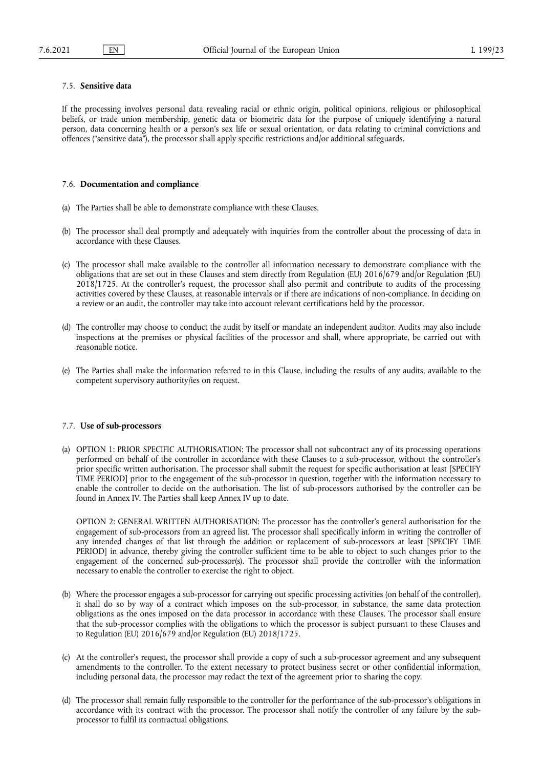### 7.5. **Sensitive data**

If the processing involves personal data revealing racial or ethnic origin, political opinions, religious or philosophical beliefs, or trade union membership, genetic data or biometric data for the purpose of uniquely identifying a natural person, data concerning health or a person's sex life or sexual orientation, or data relating to criminal convictions and offences ("sensitive data"), the processor shall apply specific restrictions and/or additional safeguards.

### 7.6. **Documentation and compliance**

(a) The Parties shall be able to demonstrate compliance with these Clauses.

(b) The processor shall deal promptly and adequately with inquiries from the controller about the processing of data in accordance with these Clauses.

(c) The processor shall make available to the controller all information necessary to demonstrate compliance with the obligations that are set out in these Clauses and stem directly from Regulation (EU) 2016/679 and/or Regulation (EU) 2018/1725. At the controller's request, the processor shall also permit and contribute to audits of the processing activities covered by these Clauses, at reasonable intervals or if there are indications of non-compliance. In deciding on a review or an audit, the controller may take into account relevant certifications held by the processor.

(d) The controller may choose to conduct the audit by itself or mandate an independent auditor. Audits may also include inspections at the premises or physical facilities of the processor and shall, where appropriate, be carried out with reasonable notice.

(e) The Parties shall make the information referred to in this Clause, including the results of any audits, available to the competent supervisory authority/ies on request.

### 7.7. **Use of sub-processors**

(a) OPTION 1: PRIOR SPECIFIC AUTHORISATION: The processor shall not subcontract any of its processing operations performed on behalf of the controller in accordance with these Clauses to a sub-processor, without the controller's prior specific written authorisation. The processor shall submit the request for specific authorisation at least [SPECIFY TIME PERIOD] prior to the engagement of the sub-processor in question, together with the information necessary to enable the controller to decide on the authorisation. The list of sub-processors authorised by the controller can be found in Annex IV. The Parties shall keep Annex IV up to date.

    OPTION 2: GENERAL WRITTEN AUTHORISATION: The processor has the controller's general authorisation for the engagement of sub-processors from an agreed list. The processor shall specifically inform in writing the controller of any intended changes of that list through the addition or replacement of sub-processors at least [SPECIFY TIME PERIOD] in advance, thereby giving the controller sufficient time to be able to object to such changes prior to the engagement of the concerned sub-processor(s). The processor shall provide the controller with the information necessary to enable the controller to exercise the right to object.

(b) Where the processor engages a sub-processor for carrying out specific processing activities (on behalf of the controller), it shall do so by way of a contract which imposes on the sub-processor, in substance, the same data protection obligations as the ones imposed on the data processor in accordance with these Clauses. The processor shall ensure that the sub-processor complies with the obligations to which the processor is subject pursuant to these Clauses and to Regulation (EU) 2016/679 and/or Regulation (EU) 2018/1725.

(c) At the controller's request, the processor shall provide a copy of such a sub-processor agreement and any subsequent amendments to the controller. To the extent necessary to protect business secret or other confidential information, including personal data, the processor may redact the text of the agreement prior to sharing the copy.

(d) The processor shall remain fully responsible to the controller for the performance of the sub-processor's obligations in accordance with its contract with the processor. The processor shall notify the controller of any failure by the sub-processor to fulfil its contractual obligations.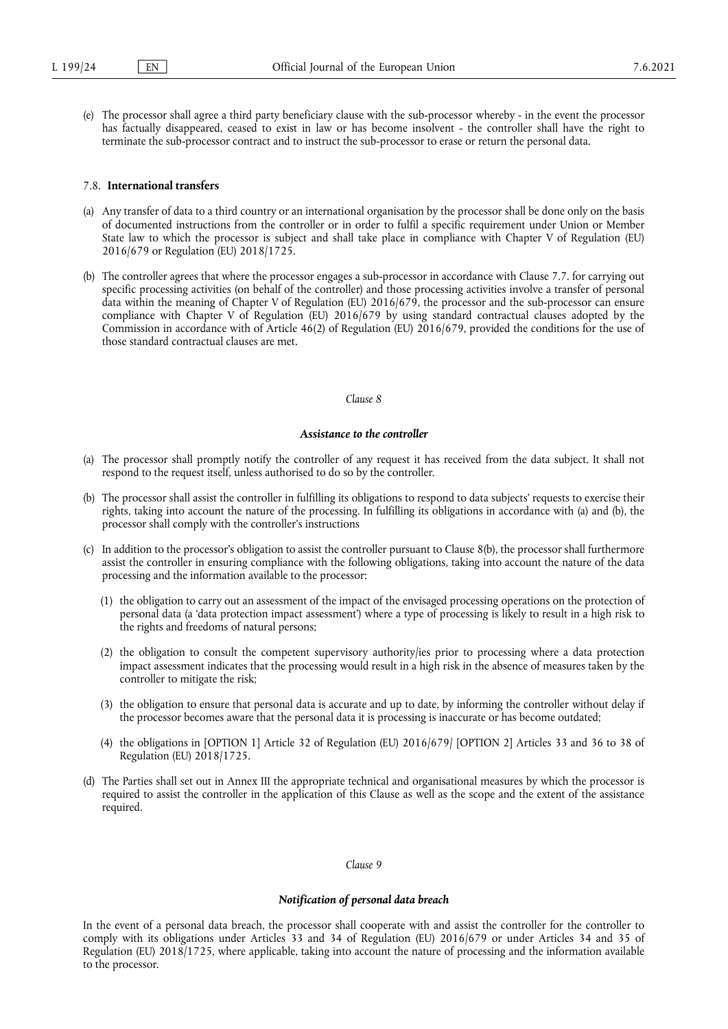(e) The processor shall agree a third party beneficiary clause with the sub-processor whereby - in the event the processor has factually disappeared, ceased to exist in law or has become insolvent - the controller shall have the right to terminate the sub-processor contract and to instruct the sub-processor to erase or return the personal data.

7.8. **International transfers**

(a) Any transfer of data to a third country or an international organisation by the processor shall be done only on the basis of documented instructions from the controller or in order to fulfil a specific requirement under Union or Member State law to which the processor is subject and shall take place in compliance with Chapter V of Regulation (EU) 2016/679 or Regulation (EU) 2018/1725.

(b) The controller agrees that where the processor engages a sub-processor in accordance with Clause 7.7. for carrying out specific processing activities (on behalf of the controller) and those processing activities involve a transfer of personal data within the meaning of Chapter V of Regulation (EU) 2016/679, the processor and the sub-processor can ensure compliance with Chapter V of Regulation (EU) 2016/679 by using standard contractual clauses adopted by the Commission in accordance with of Article 46(2) of Regulation (EU) 2016/679, provided the conditions for the use of those standard contractual clauses are met.

*Clause 8*

***Assistance to the controller***

(a) The processor shall promptly notify the controller of any request it has received from the data subject. It shall not respond to the request itself, unless authorised to do so by the controller.

(b) The processor shall assist the controller in fulfilling its obligations to respond to data subjects' requests to exercise their rights, taking into account the nature of the processing. In fulfilling its obligations in accordance with (a) and (b), the processor shall comply with the controller's instructions

(c) In addition to the processor's obligation to assist the controller pursuant to Clause 8(b), the processor shall furthermore assist the controller in ensuring compliance with the following obligations, taking into account the nature of the data processing and the information available to the processor:

   (1) the obligation to carry out an assessment of the impact of the envisaged processing operations on the protection of personal data (a 'data protection impact assessment') where a type of processing is likely to result in a high risk to the rights and freedoms of natural persons;

   (2) the obligation to consult the competent supervisory authority/ies prior to processing where a data protection impact assessment indicates that the processing would result in a high risk in the absence of measures taken by the controller to mitigate the risk;

   (3) the obligation to ensure that personal data is accurate and up to date, by informing the controller without delay if the processor becomes aware that the personal data it is processing is inaccurate or has become outdated;

   (4) the obligations in [OPTION 1] Article 32 of Regulation (EU) 2016/679/ [OPTION 2] Articles 33 and 36 to 38 of Regulation (EU) 2018/1725.

(d) The Parties shall set out in Annex III the appropriate technical and organisational measures by which the processor is required to assist the controller in the application of this Clause as well as the scope and the extent of the assistance required.

*Clause 9*

***Notification of personal data breach***

In the event of a personal data breach, the processor shall cooperate with and assist the controller for the controller to comply with its obligations under Articles 33 and 34 of Regulation (EU) 2016/679 or under Articles 34 and 35 of Regulation (EU) 2018/1725, where applicable, taking into account the nature of processing and the information available to the processor.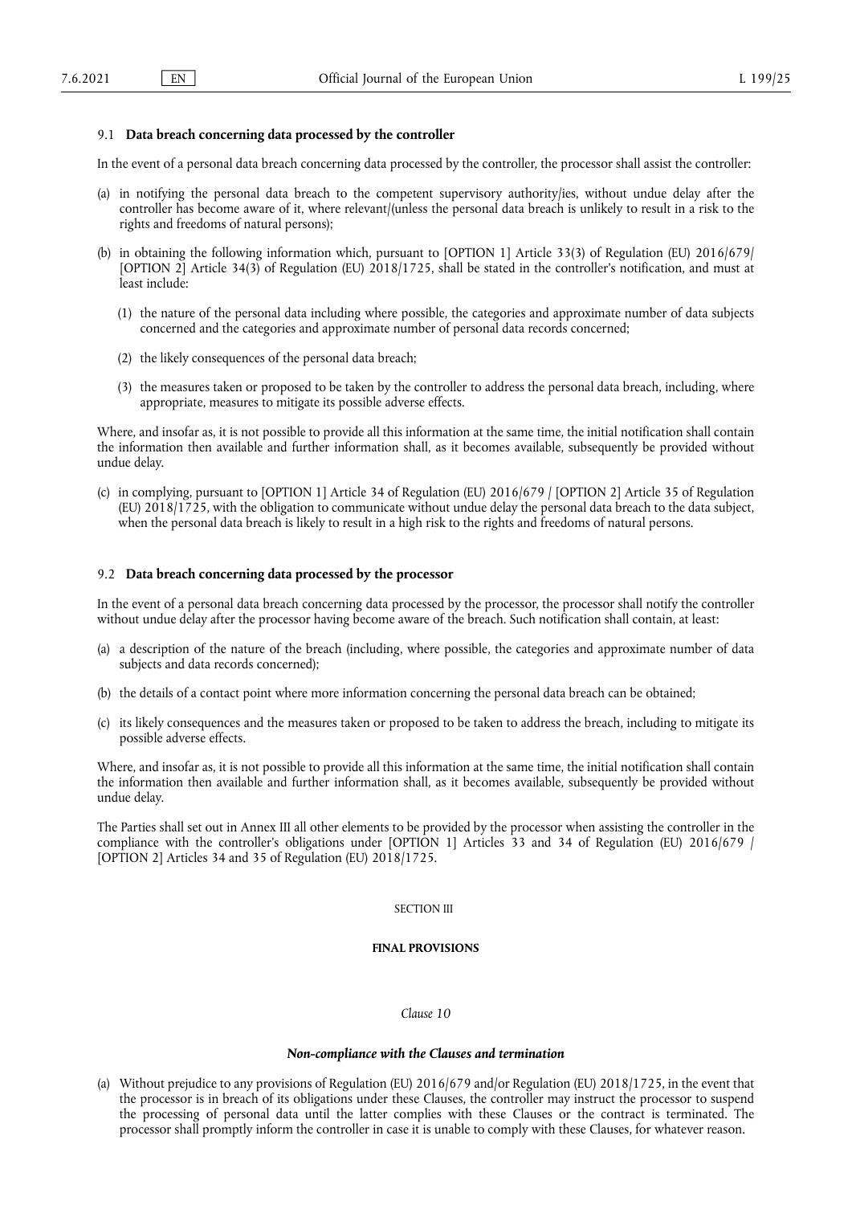### 9.1 **Data breach concerning data processed by the controller**

In the event of a personal data breach concerning data processed by the controller, the processor shall assist the controller:

(a) in notifying the personal data breach to the competent supervisory authority/ies, without undue delay after the controller has become aware of it, where relevant/(unless the personal data breach is unlikely to result in a risk to the rights and freedoms of natural persons);

(b) in obtaining the following information which, pursuant to [OPTION 1] Article 33(3) of Regulation (EU) 2016/679/ [OPTION 2] Article 34(3) of Regulation (EU) 2018/1725, shall be stated in the controller's notification, and must at least include:

   (1) the nature of the personal data including where possible, the categories and approximate number of data subjects concerned and the categories and approximate number of personal data records concerned;

   (2) the likely consequences of the personal data breach;

   (3) the measures taken or proposed to be taken by the controller to address the personal data breach, including, where appropriate, measures to mitigate its possible adverse effects.

Where, and insofar as, it is not possible to provide all this information at the same time, the initial notification shall contain the information then available and further information shall, as it becomes available, subsequently be provided without undue delay.

(c) in complying, pursuant to [OPTION 1] Article 34 of Regulation (EU) 2016/679 / [OPTION 2] Article 35 of Regulation (EU) 2018/1725, with the obligation to communicate without undue delay the personal data breach to the data subject, when the personal data breach is likely to result in a high risk to the rights and freedoms of natural persons.

### 9.2 **Data breach concerning data processed by the processor**

In the event of a personal data breach concerning data processed by the processor, the processor shall notify the controller without undue delay after the processor having become aware of the breach. Such notification shall contain, at least:

(a) a description of the nature of the breach (including, where possible, the categories and approximate number of data subjects and data records concerned);

(b) the details of a contact point where more information concerning the personal data breach can be obtained;

(c) its likely consequences and the measures taken or proposed to be taken to address the breach, including to mitigate its possible adverse effects.

Where, and insofar as, it is not possible to provide all this information at the same time, the initial notification shall contain the information then available and further information shall, as it becomes available, subsequently be provided without undue delay.

The Parties shall set out in Annex III all other elements to be provided by the processor when assisting the controller in the compliance with the controller's obligations under [OPTION 1] Articles 33 and 34 of Regulation (EU) 2016/679 / [OPTION 2] Articles 34 and 35 of Regulation (EU) 2018/1725.

## SECTION III

## **FINAL PROVISIONS**

### *Clause 10*

### ***Non-compliance with the Clauses and termination***

(a) Without prejudice to any provisions of Regulation (EU) 2016/679 and/or Regulation (EU) 2018/1725, in the event that the processor is in breach of its obligations under these Clauses, the controller may instruct the processor to suspend the processing of personal data until the latter complies with these Clauses or the contract is terminated. The processor shall promptly inform the controller in case it is unable to comply with these Clauses, for whatever reason.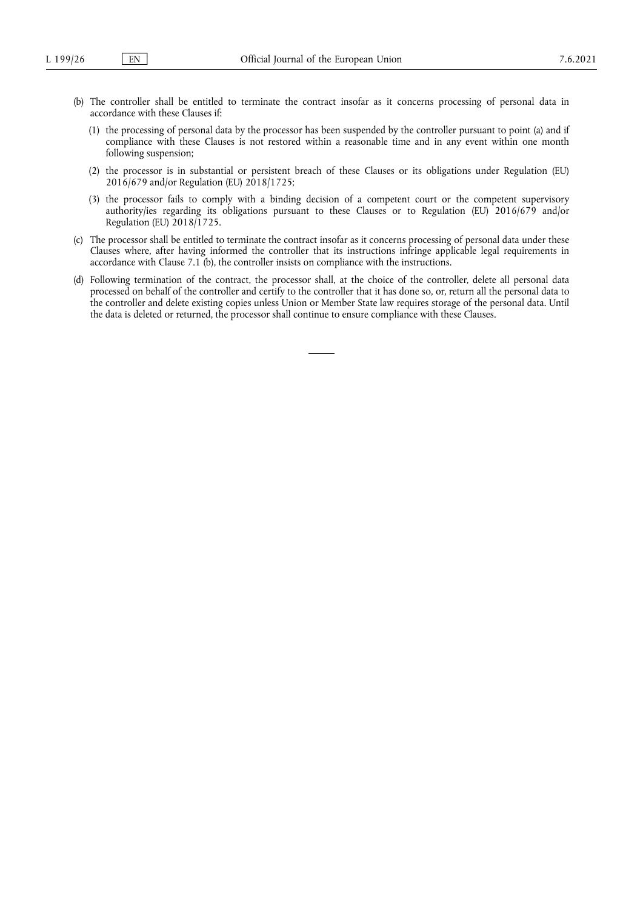(b) The controller shall be entitled to terminate the contract insofar as it concerns processing of personal data in accordance with these Clauses if:

 (1) the processing of personal data by the processor has been suspended by the controller pursuant to point (a) and if compliance with these Clauses is not restored within a reasonable time and in any event within one month following suspension;

 (2) the processor is in substantial or persistent breach of these Clauses or its obligations under Regulation (EU) 2016/679 and/or Regulation (EU) 2018/1725;

 (3) the processor fails to comply with a binding decision of a competent court or the competent supervisory authority/ies regarding its obligations pursuant to these Clauses or to Regulation (EU) 2016/679 and/or Regulation (EU) 2018/1725.

(c) The processor shall be entitled to terminate the contract insofar as it concerns processing of personal data under these Clauses where, after having informed the controller that its instructions infringe applicable legal requirements in accordance with Clause 7.1 (b), the controller insists on compliance with the instructions.

(d) Following termination of the contract, the processor shall, at the choice of the controller, delete all personal data processed on behalf of the controller and certify to the controller that it has done so, or, return all the personal data to the controller and delete existing copies unless Union or Member State law requires storage of the personal data. Until the data is deleted or returned, the processor shall continue to ensure compliance with these Clauses.

---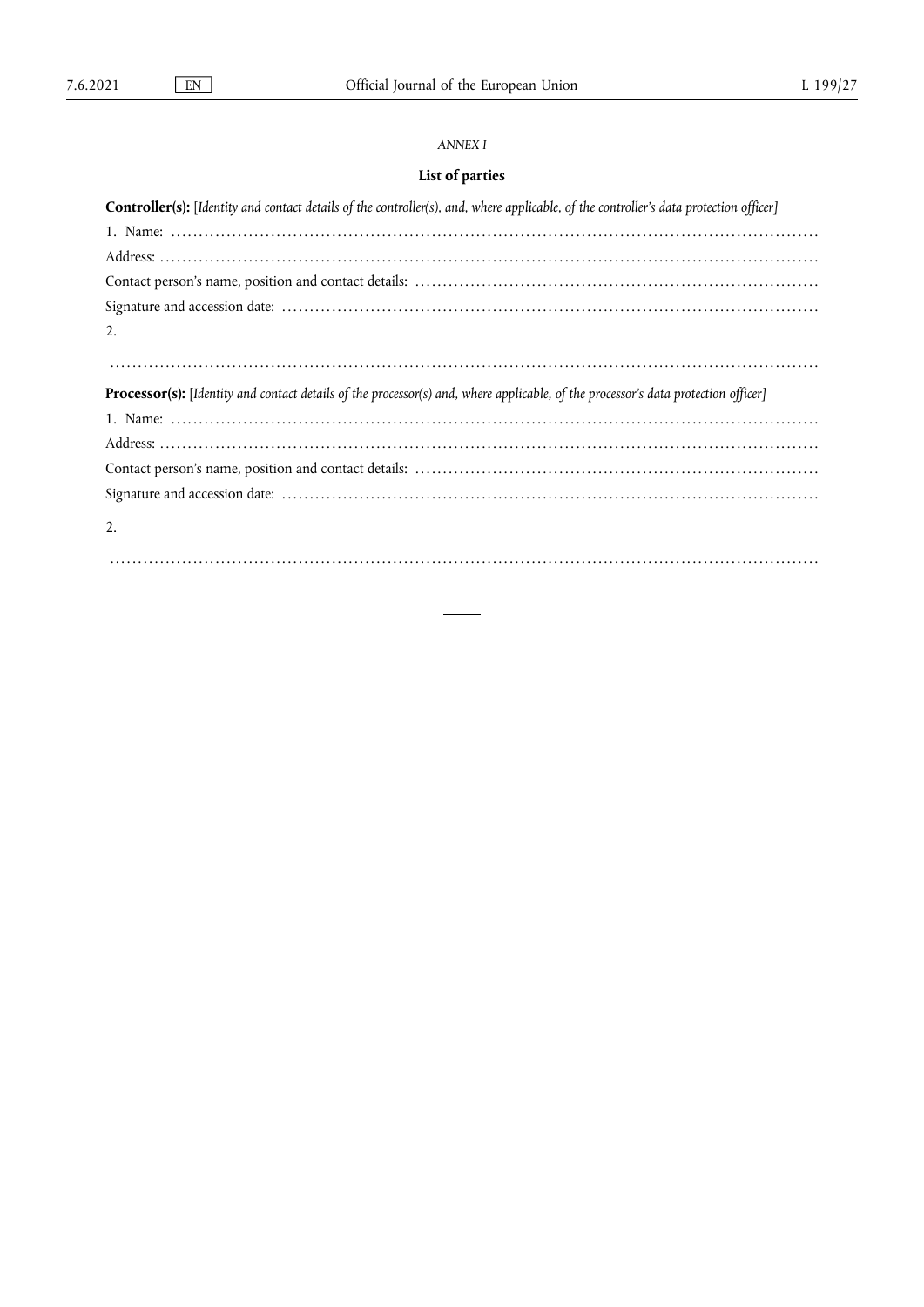*ANNEX I*

**List of parties**

**Controller(s):** [*Identity and contact details of the controller(s), and, where applicable, of the controller's data protection officer]*

1. Name: …………………………………………………………………………………………………………

Address: ……………………………………………………………………………………………………………

Contact person's name, position and contact details: ………………………………………………………………

Signature and accession date: ……………………………………………………………………………………

2.

………………………………………………………………………………………………………………………

**Processor(s):** [*Identity and contact details of the processor(s) and, where applicable, of the processor's data protection officer]*

1. Name: …………………………………………………………………………………………………………

Address: ……………………………………………………………………………………………………………

Contact person's name, position and contact details: ………………………………………………………………

Signature and accession date: ……………………………………………………………………………………

2.

………………………………………………………………………………………………………………………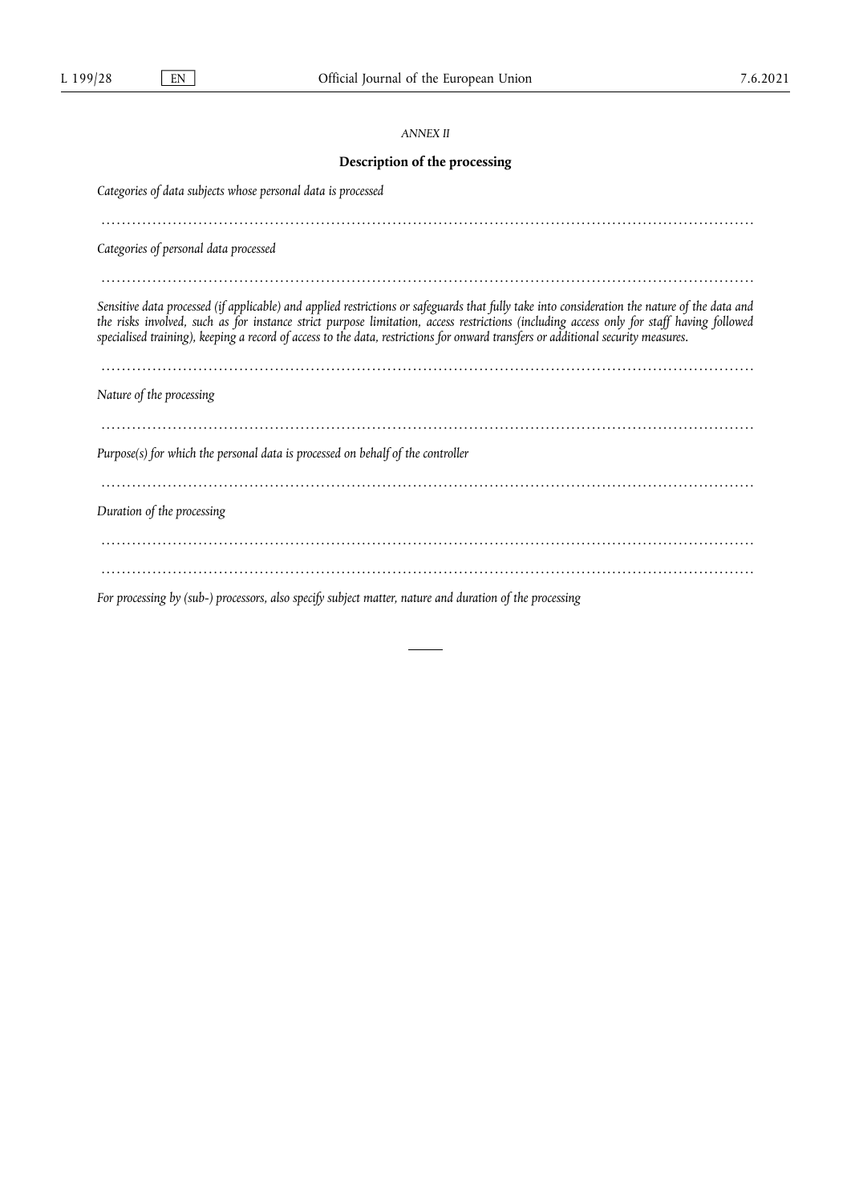*ANNEX II*

## Description of the processing

*Categories of data subjects whose personal data is processed*

……………………………………………………………………………………………………………………

*Categories of personal data processed*

……………………………………………………………………………………………………………………

*Sensitive data processed (if applicable) and applied restrictions or safeguards that fully take into consideration the nature of the data and the risks involved, such as for instance strict purpose limitation, access restrictions (including access only for staff having followed specialised training), keeping a record of access to the data, restrictions for onward transfers or additional security measures.*

……………………………………………………………………………………………………………………

*Nature of the processing*

……………………………………………………………………………………………………………………

*Purpose(s) for which the personal data is processed on behalf of the controller*

……………………………………………………………………………………………………………………

*Duration of the processing*

……………………………………………………………………………………………………………………

……………………………………………………………………………………………………………………

*For processing by (sub-) processors, also specify subject matter, nature and duration of the processing*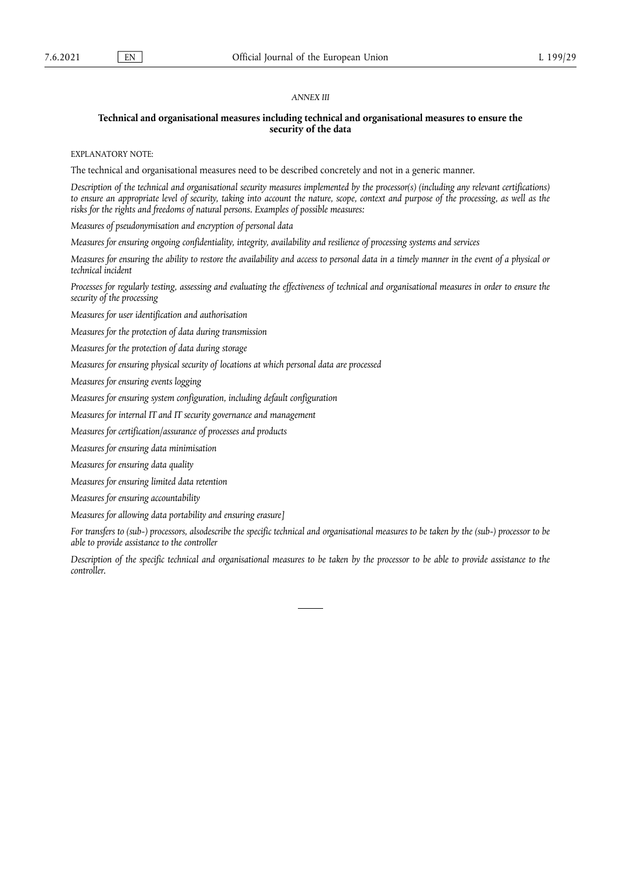*ANNEX III*

## Technical and organisational measures including technical and organisational measures to ensure the security of the data

EXPLANATORY NOTE:

The technical and organisational measures need to be described concretely and not in a generic manner.

*Description of the technical and organisational security measures implemented by the processor(s) (including any relevant certifications) to ensure an appropriate level of security, taking into account the nature, scope, context and purpose of the processing, as well as the risks for the rights and freedoms of natural persons. Examples of possible measures:*

*Measures of pseudonymisation and encryption of personal data*

*Measures for ensuring ongoing confidentiality, integrity, availability and resilience of processing systems and services*

*Measures for ensuring the ability to restore the availability and access to personal data in a timely manner in the event of a physical or technical incident*

*Processes for regularly testing, assessing and evaluating the effectiveness of technical and organisational measures in order to ensure the security of the processing*

*Measures for user identification and authorisation*

*Measures for the protection of data during transmission*

*Measures for the protection of data during storage*

*Measures for ensuring physical security of locations at which personal data are processed*

*Measures for ensuring events logging*

*Measures for ensuring system configuration, including default configuration*

*Measures for internal IT and IT security governance and management*

*Measures for certification/assurance of processes and products*

*Measures for ensuring data minimisation*

*Measures for ensuring data quality*

*Measures for ensuring limited data retention*

*Measures for ensuring accountability*

*Measures for allowing data portability and ensuring erasure]*

*For transfers to (sub-) processors, alsodescribe the specific technical and organisational measures to be taken by the (sub-) processor to be able to provide assistance to the controller*

*Description of the specific technical and organisational measures to be taken by the processor to be able to provide assistance to the controller.*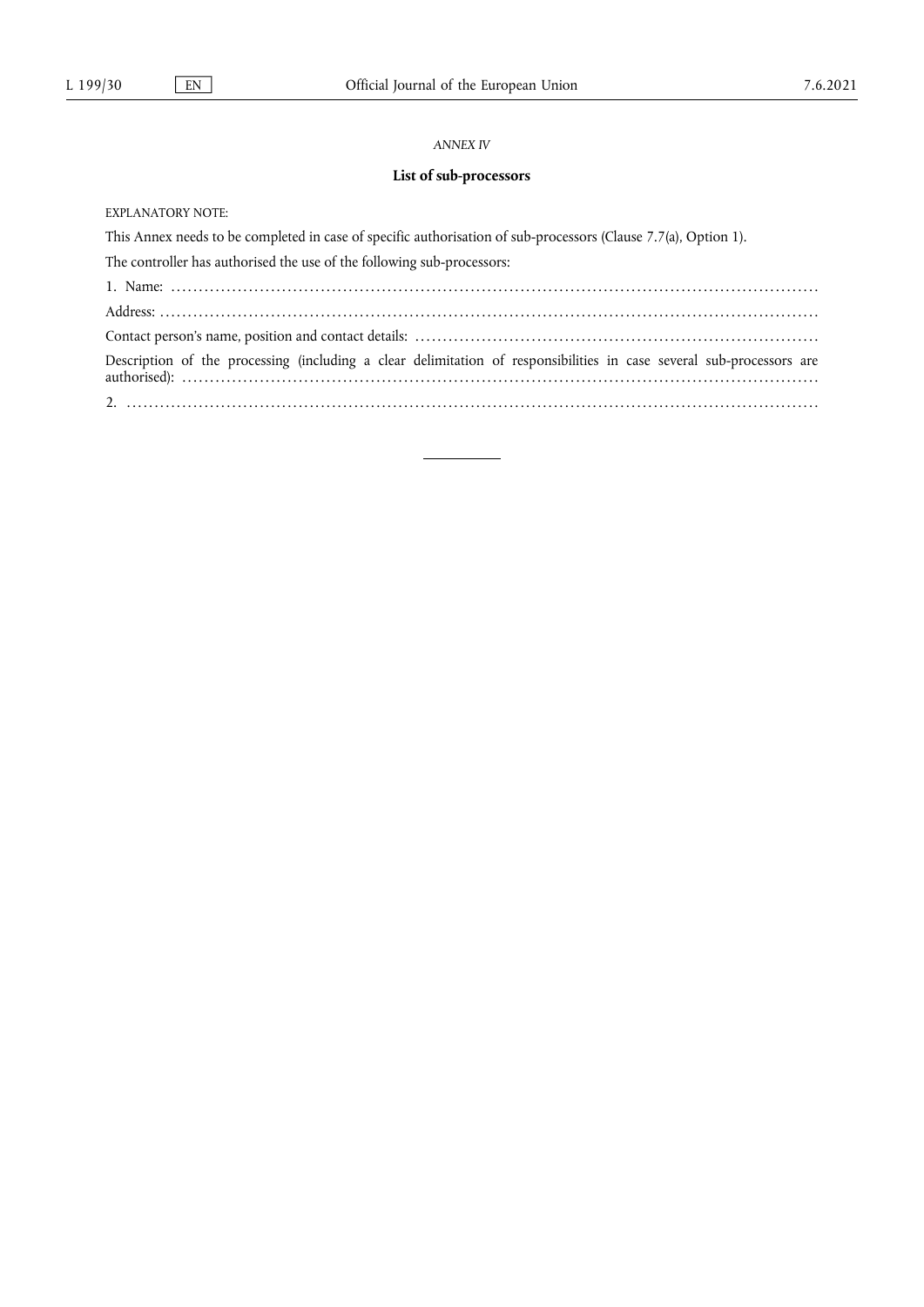*ANNEX IV*

## List of sub-processors

EXPLANATORY NOTE:

This Annex needs to be completed in case of specific authorisation of sub-processors (Clause 7.7(a), Option 1).

The controller has authorised the use of the following sub-processors:

1. Name: …………………………………………………………………………………………………………

Address: …………………………………………………………………………………………………………

Contact person's name, position and contact details: ……………………………………………………………

Description of the processing (including a clear delimitation of responsibilities in case several sub-processors are authorised): …………………………………………………………………………………………………………

2. …………………………………………………………………………………………………………